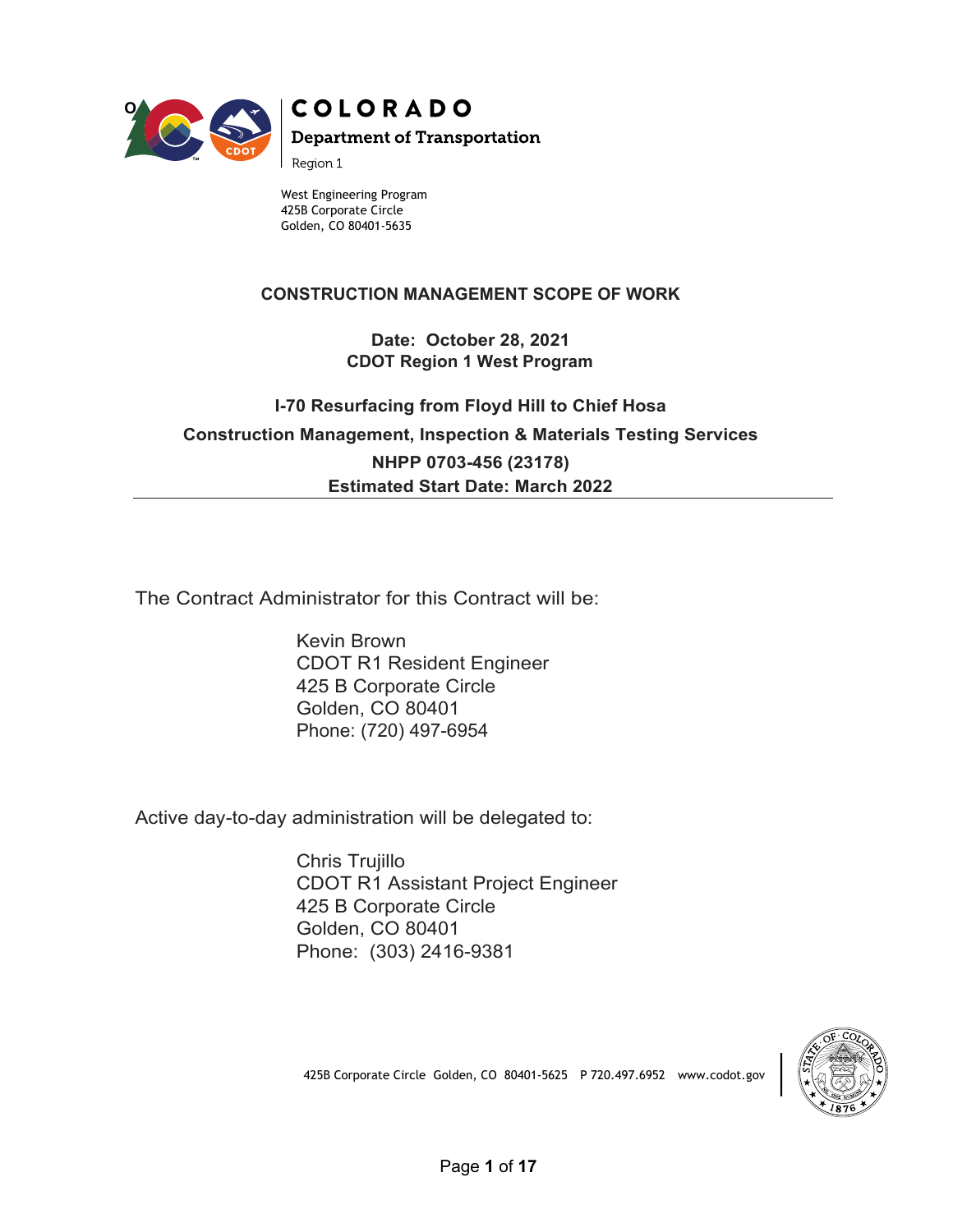COLORADO
Department of Transportation
Region 1

West Engineering Program
425B Corporate Circle
Golden, CO 80401-5635

**CONSTRUCTION MANAGEMENT SCOPE OF WORK**

**Date: October 28, 2021**
**CDOT Region 1 West Program**

**I-70 Resurfacing from Floyd Hill to Chief Hosa**
**Construction Management, Inspection & Materials Testing Services**
**NHPP 0703-456 (23178)**
**Estimated Start Date: March 2022**

---

The Contract Administrator for this Contract will be:

Kevin Brown
CDOT R1 Resident Engineer
425 B Corporate Circle
Golden, CO 80401
Phone: (720) 497-6954

Active day-to-day administration will be delegated to:

Chris Trujillo
CDOT R1 Assistant Project Engineer
425 B Corporate Circle
Golden, CO 80401
Phone: (303) 2416-9381

425B Corporate Circle Golden, CO 80401-5625 P 720.497.6952 www.codot.gov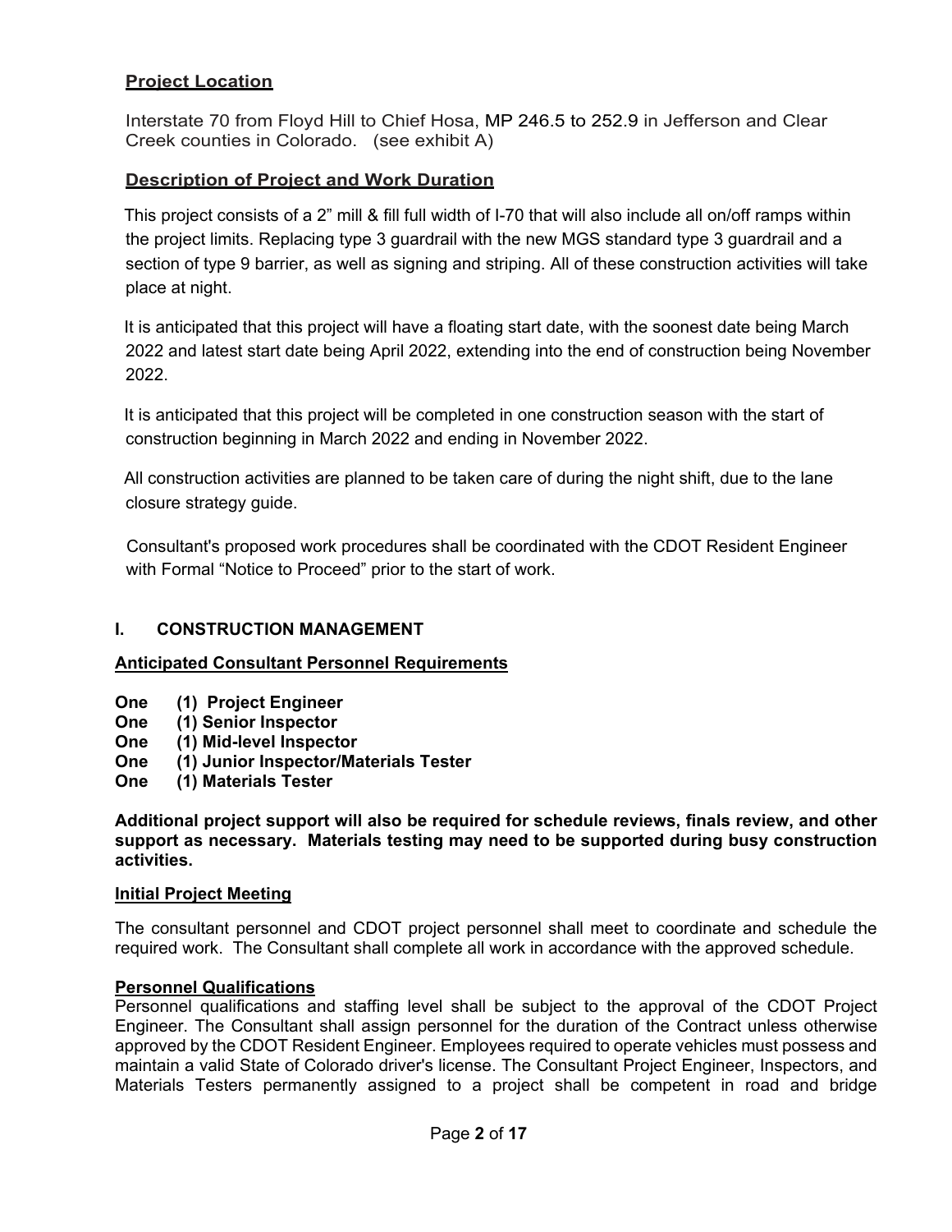## Project Location

Interstate 70 from Floyd Hill to Chief Hosa, MP 246.5 to 252.9 in Jefferson and Clear Creek counties in Colorado. (see exhibit A)

## Description of Project and Work Duration

This project consists of a 2" mill & fill full width of I-70 that will also include all on/off ramps within the project limits. Replacing type 3 guardrail with the new MGS standard type 3 guardrail and a section of type 9 barrier, as well as signing and striping. All of these construction activities will take place at night.

It is anticipated that this project will have a floating start date, with the soonest date being March 2022 and latest start date being April 2022, extending into the end of construction being November 2022.

It is anticipated that this project will be completed in one construction season with the start of construction beginning in March 2022 and ending in November 2022.

All construction activities are planned to be taken care of during the night shift, due to the lane closure strategy guide.

Consultant's proposed work procedures shall be coordinated with the CDOT Resident Engineer with Formal "Notice to Proceed" prior to the start of work.

# I. CONSTRUCTION MANAGEMENT

### Anticipated Consultant Personnel Requirements

**One (1) Project Engineer**
**One (1) Senior Inspector**
**One (1) Mid-level Inspector**
**One (1) Junior Inspector/Materials Tester**
**One (1) Materials Tester**

**Additional project support will also be required for schedule reviews, finals review, and other support as necessary. Materials testing may need to be supported during busy construction activities.**

### Initial Project Meeting

The consultant personnel and CDOT project personnel shall meet to coordinate and schedule the required work. The Consultant shall complete all work in accordance with the approved schedule.

### Personnel Qualifications

Personnel qualifications and staffing level shall be subject to the approval of the CDOT Project Engineer. The Consultant shall assign personnel for the duration of the Contract unless otherwise approved by the CDOT Resident Engineer. Employees required to operate vehicles must possess and maintain a valid State of Colorado driver's license. The Consultant Project Engineer, Inspectors, and Materials Testers permanently assigned to a project shall be competent in road and bridge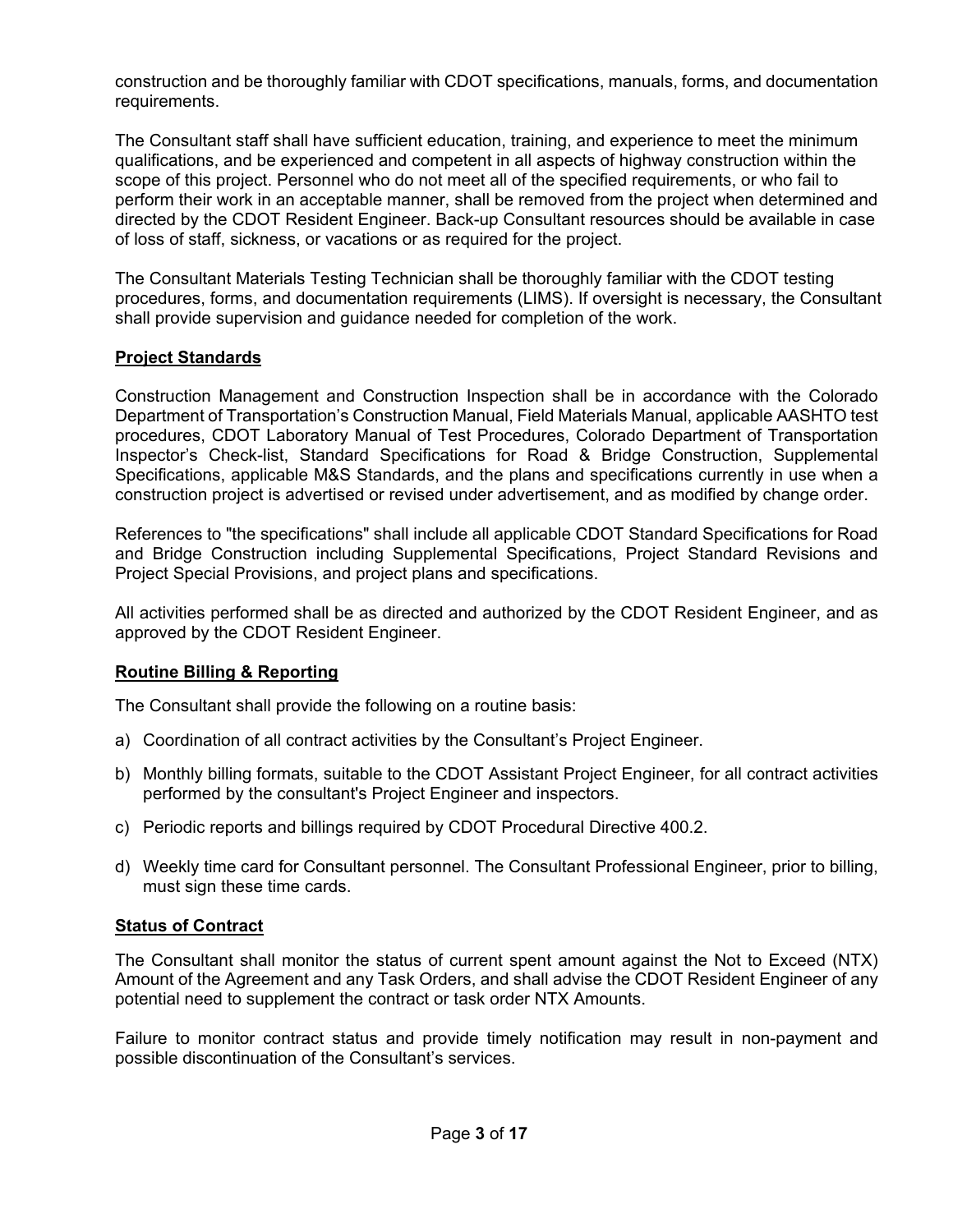construction and be thoroughly familiar with CDOT specifications, manuals, forms, and documentation requirements.

The Consultant staff shall have sufficient education, training, and experience to meet the minimum qualifications, and be experienced and competent in all aspects of highway construction within the scope of this project. Personnel who do not meet all of the specified requirements, or who fail to perform their work in an acceptable manner, shall be removed from the project when determined and directed by the CDOT Resident Engineer. Back-up Consultant resources should be available in case of loss of staff, sickness, or vacations or as required for the project.

The Consultant Materials Testing Technician shall be thoroughly familiar with the CDOT testing procedures, forms, and documentation requirements (LIMS). If oversight is necessary, the Consultant shall provide supervision and guidance needed for completion of the work.

## Project Standards

Construction Management and Construction Inspection shall be in accordance with the Colorado Department of Transportation's Construction Manual, Field Materials Manual, applicable AASHTO test procedures, CDOT Laboratory Manual of Test Procedures, Colorado Department of Transportation Inspector's Check-list, Standard Specifications for Road & Bridge Construction, Supplemental Specifications, applicable M&S Standards, and the plans and specifications currently in use when a construction project is advertised or revised under advertisement, and as modified by change order.

References to "the specifications" shall include all applicable CDOT Standard Specifications for Road and Bridge Construction including Supplemental Specifications, Project Standard Revisions and Project Special Provisions, and project plans and specifications.

All activities performed shall be as directed and authorized by the CDOT Resident Engineer, and as approved by the CDOT Resident Engineer.

## Routine Billing & Reporting

The Consultant shall provide the following on a routine basis:

a) Coordination of all contract activities by the Consultant's Project Engineer.

b) Monthly billing formats, suitable to the CDOT Assistant Project Engineer, for all contract activities performed by the consultant's Project Engineer and inspectors.

c) Periodic reports and billings required by CDOT Procedural Directive 400.2.

d) Weekly time card for Consultant personnel. The Consultant Professional Engineer, prior to billing, must sign these time cards.

## Status of Contract

The Consultant shall monitor the status of current spent amount against the Not to Exceed (NTX) Amount of the Agreement and any Task Orders, and shall advise the CDOT Resident Engineer of any potential need to supplement the contract or task order NTX Amounts.

Failure to monitor contract status and provide timely notification may result in non-payment and possible discontinuation of the Consultant's services.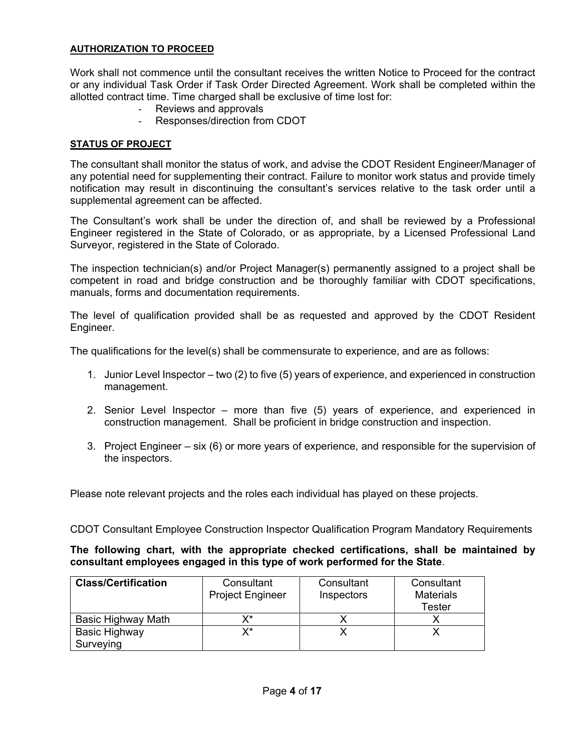**AUTHORIZATION TO PROCEED**

Work shall not commence until the consultant receives the written Notice to Proceed for the contract or any individual Task Order if Task Order Directed Agreement. Work shall be completed within the allotted contract time. Time charged shall be exclusive of time lost for:

- Reviews and approvals
- Responses/direction from CDOT

**STATUS OF PROJECT**

The consultant shall monitor the status of work, and advise the CDOT Resident Engineer/Manager of any potential need for supplementing their contract. Failure to monitor work status and provide timely notification may result in discontinuing the consultant's services relative to the task order until a supplemental agreement can be affected.

The Consultant's work shall be under the direction of, and shall be reviewed by a Professional Engineer registered in the State of Colorado, or as appropriate, by a Licensed Professional Land Surveyor, registered in the State of Colorado.

The inspection technician(s) and/or Project Manager(s) permanently assigned to a project shall be competent in road and bridge construction and be thoroughly familiar with CDOT specifications, manuals, forms and documentation requirements.

The level of qualification provided shall be as requested and approved by the CDOT Resident Engineer.

The qualifications for the level(s) shall be commensurate to experience, and are as follows:

1. Junior Level Inspector – two (2) to five (5) years of experience, and experienced in construction management.
2. Senior Level Inspector – more than five (5) years of experience, and experienced in construction management. Shall be proficient in bridge construction and inspection.
3. Project Engineer – six (6) or more years of experience, and responsible for the supervision of the inspectors.

Please note relevant projects and the roles each individual has played on these projects.

CDOT Consultant Employee Construction Inspector Qualification Program Mandatory Requirements

**The following chart, with the appropriate checked certifications, shall be maintained by consultant employees engaged in this type of work performed for the State**.

| **Class/Certification** | Consultant Project Engineer | Consultant Inspectors | Consultant Materials Tester |
|---|---|---|---|
| Basic Highway Math | X* | X | X |
| Basic Highway Surveying | X* | X | X |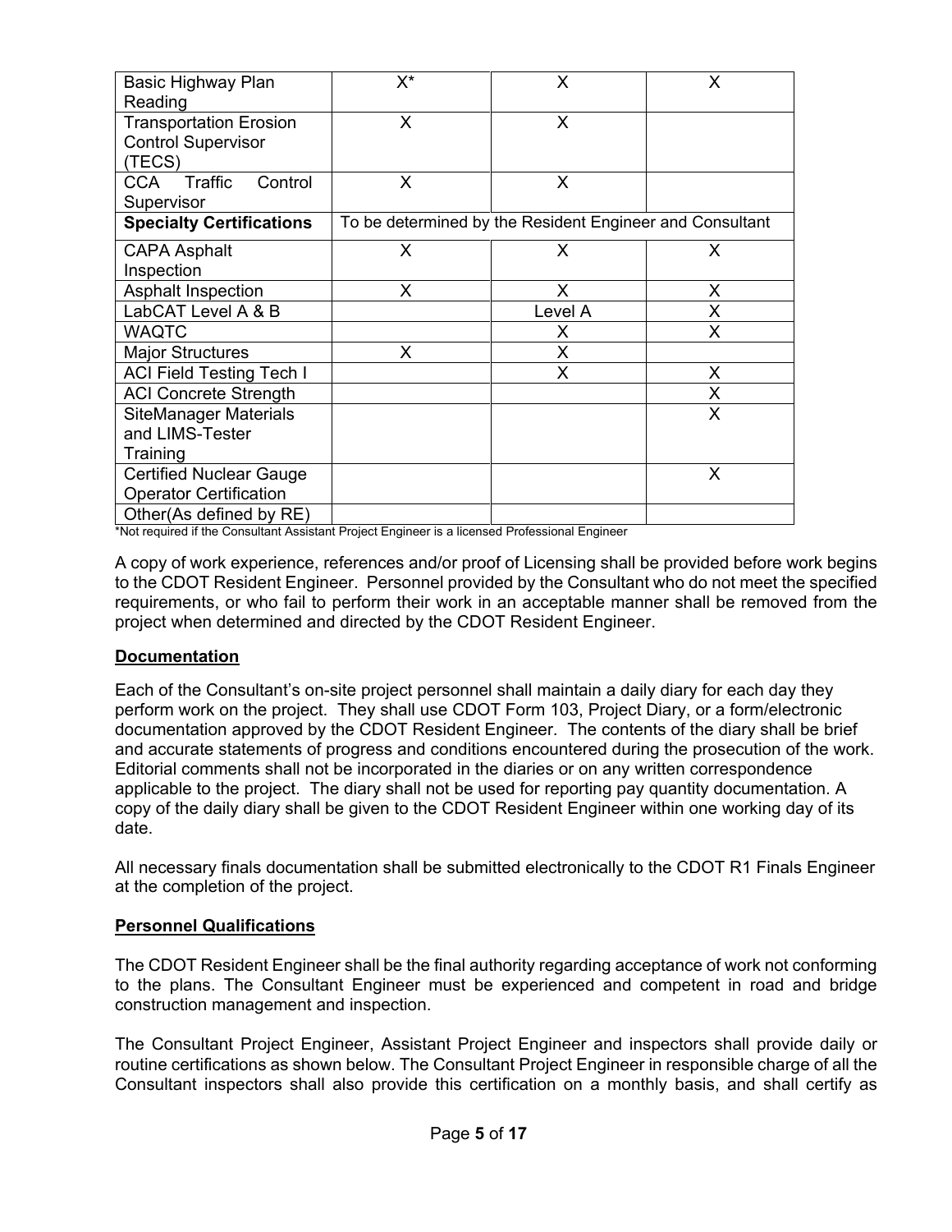| | | | |
|---|---|---|---|
| Basic Highway Plan Reading | X* | X | X |
| Transportation Erosion Control Supervisor (TECS) | X | X | |
| CCA Traffic Control Supervisor | X | X | |
| **Specialty Certifications** | To be determined by the Resident Engineer and Consultant | | |
| CAPA Asphalt Inspection | X | X | X |
| Asphalt Inspection | X | X | X |
| LabCAT Level A & B | | Level A | X |
| WAQTC | | X | X |
| Major Structures | X | X | |
| ACI Field Testing Tech I | | X | X |
| ACI Concrete Strength | | | X |
| SiteManager Materials and LIMS-Tester Training | | | X |
| Certified Nuclear Gauge Operator Certification | | | X |
| Other(As defined by RE) | | | |

*Not required if the Consultant Assistant Project Engineer is a licensed Professional Engineer

A copy of work experience, references and/or proof of Licensing shall be provided before work begins to the CDOT Resident Engineer. Personnel provided by the Consultant who do not meet the specified requirements, or who fail to perform their work in an acceptable manner shall be removed from the project when determined and directed by the CDOT Resident Engineer.

**Documentation**

Each of the Consultant's on-site project personnel shall maintain a daily diary for each day they perform work on the project. They shall use CDOT Form 103, Project Diary, or a form/electronic documentation approved by the CDOT Resident Engineer. The contents of the diary shall be brief and accurate statements of progress and conditions encountered during the prosecution of the work. Editorial comments shall not be incorporated in the diaries or on any written correspondence applicable to the project. The diary shall not be used for reporting pay quantity documentation. A copy of the daily diary shall be given to the CDOT Resident Engineer within one working day of its date.

All necessary finals documentation shall be submitted electronically to the CDOT R1 Finals Engineer at the completion of the project.

**Personnel Qualifications**

The CDOT Resident Engineer shall be the final authority regarding acceptance of work not conforming to the plans. The Consultant Engineer must be experienced and competent in road and bridge construction management and inspection.

The Consultant Project Engineer, Assistant Project Engineer and inspectors shall provide daily or routine certifications as shown below. The Consultant Project Engineer in responsible charge of all the Consultant inspectors shall also provide this certification on a monthly basis, and shall certify as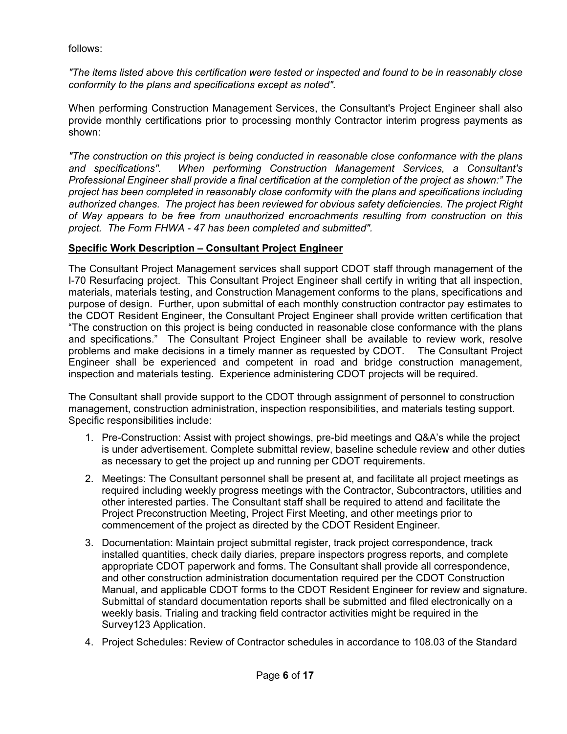follows:

*"The items listed above this certification were tested or inspected and found to be in reasonably close conformity to the plans and specifications except as noted".*

When performing Construction Management Services, the Consultant's Project Engineer shall also provide monthly certifications prior to processing monthly Contractor interim progress payments as shown:

*"The construction on this project is being conducted in reasonable close conformance with the plans and specifications". When performing Construction Management Services, a Consultant's Professional Engineer shall provide a final certification at the completion of the project as shown:" The project has been completed in reasonably close conformity with the plans and specifications including authorized changes. The project has been reviewed for obvious safety deficiencies. The project Right of Way appears to be free from unauthorized encroachments resulting from construction on this project. The Form FHWA - 47 has been completed and submitted".*

**Specific Work Description – Consultant Project Engineer**

The Consultant Project Management services shall support CDOT staff through management of the I-70 Resurfacing project. This Consultant Project Engineer shall certify in writing that all inspection, materials, materials testing, and Construction Management conforms to the plans, specifications and purpose of design. Further, upon submittal of each monthly construction contractor pay estimates to the CDOT Resident Engineer, the Consultant Project Engineer shall provide written certification that "The construction on this project is being conducted in reasonable close conformance with the plans and specifications." The Consultant Project Engineer shall be available to review work, resolve problems and make decisions in a timely manner as requested by CDOT. The Consultant Project Engineer shall be experienced and competent in road and bridge construction management, inspection and materials testing. Experience administering CDOT projects will be required.

The Consultant shall provide support to the CDOT through assignment of personnel to construction management, construction administration, inspection responsibilities, and materials testing support. Specific responsibilities include:

1. Pre-Construction: Assist with project showings, pre-bid meetings and Q&A's while the project is under advertisement. Complete submittal review, baseline schedule review and other duties as necessary to get the project up and running per CDOT requirements.
2. Meetings: The Consultant personnel shall be present at, and facilitate all project meetings as required including weekly progress meetings with the Contractor, Subcontractors, utilities and other interested parties. The Consultant staff shall be required to attend and facilitate the Project Preconstruction Meeting, Project First Meeting, and other meetings prior to commencement of the project as directed by the CDOT Resident Engineer.
3. Documentation: Maintain project submittal register, track project correspondence, track installed quantities, check daily diaries, prepare inspectors progress reports, and complete appropriate CDOT paperwork and forms. The Consultant shall provide all correspondence, and other construction administration documentation required per the CDOT Construction Manual, and applicable CDOT forms to the CDOT Resident Engineer for review and signature. Submittal of standard documentation reports shall be submitted and filed electronically on a weekly basis. Trialing and tracking field contractor activities might be required in the Survey123 Application.
4. Project Schedules: Review of Contractor schedules in accordance to 108.03 of the Standard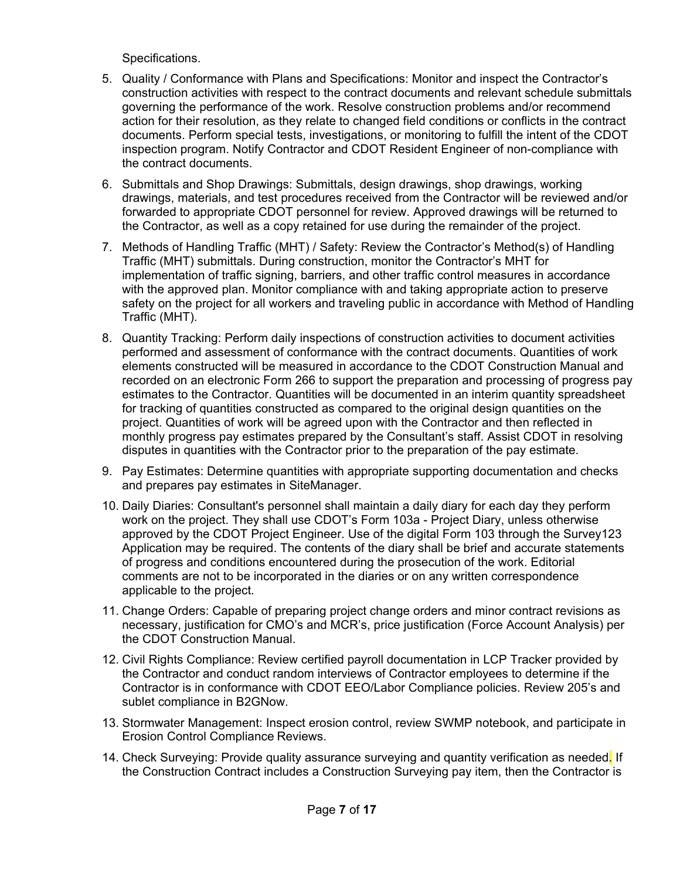Specifications.

5. Quality / Conformance with Plans and Specifications: Monitor and inspect the Contractor's construction activities with respect to the contract documents and relevant schedule submittals governing the performance of the work. Resolve construction problems and/or recommend action for their resolution, as they relate to changed field conditions or conflicts in the contract documents. Perform special tests, investigations, or monitoring to fulfill the intent of the CDOT inspection program. Notify Contractor and CDOT Resident Engineer of non-compliance with the contract documents.
6. Submittals and Shop Drawings: Submittals, design drawings, shop drawings, working drawings, materials, and test procedures received from the Contractor will be reviewed and/or forwarded to appropriate CDOT personnel for review. Approved drawings will be returned to the Contractor, as well as a copy retained for use during the remainder of the project.
7. Methods of Handling Traffic (MHT) / Safety: Review the Contractor's Method(s) of Handling Traffic (MHT) submittals. During construction, monitor the Contractor's MHT for implementation of traffic signing, barriers, and other traffic control measures in accordance with the approved plan. Monitor compliance with and taking appropriate action to preserve safety on the project for all workers and traveling public in accordance with Method of Handling Traffic (MHT).
8. Quantity Tracking: Perform daily inspections of construction activities to document activities performed and assessment of conformance with the contract documents. Quantities of work elements constructed will be measured in accordance to the CDOT Construction Manual and recorded on an electronic Form 266 to support the preparation and processing of progress pay estimates to the Contractor. Quantities will be documented in an interim quantity spreadsheet for tracking of quantities constructed as compared to the original design quantities on the project. Quantities of work will be agreed upon with the Contractor and then reflected in monthly progress pay estimates prepared by the Consultant's staff. Assist CDOT in resolving disputes in quantities with the Contractor prior to the preparation of the pay estimate.
9. Pay Estimates: Determine quantities with appropriate supporting documentation and checks and prepares pay estimates in SiteManager.
10. Daily Diaries: Consultant's personnel shall maintain a daily diary for each day they perform work on the project. They shall use CDOT's Form 103a - Project Diary, unless otherwise approved by the CDOT Project Engineer. Use of the digital Form 103 through the Survey123 Application may be required. The contents of the diary shall be brief and accurate statements of progress and conditions encountered during the prosecution of the work. Editorial comments are not to be incorporated in the diaries or on any written correspondence applicable to the project.
11. Change Orders: Capable of preparing project change orders and minor contract revisions as necessary, justification for CMO's and MCR's, price justification (Force Account Analysis) per the CDOT Construction Manual.
12. Civil Rights Compliance: Review certified payroll documentation in LCP Tracker provided by the Contractor and conduct random interviews of Contractor employees to determine if the Contractor is in conformance with CDOT EEO/Labor Compliance policies. Review 205's and sublet compliance in B2GNow.
13. Stormwater Management: Inspect erosion control, review SWMP notebook, and participate in Erosion Control Compliance Reviews.
14. Check Surveying: Provide quality assurance surveying and quantity verification as needed. If the Construction Contract includes a Construction Surveying pay item, then the Contractor is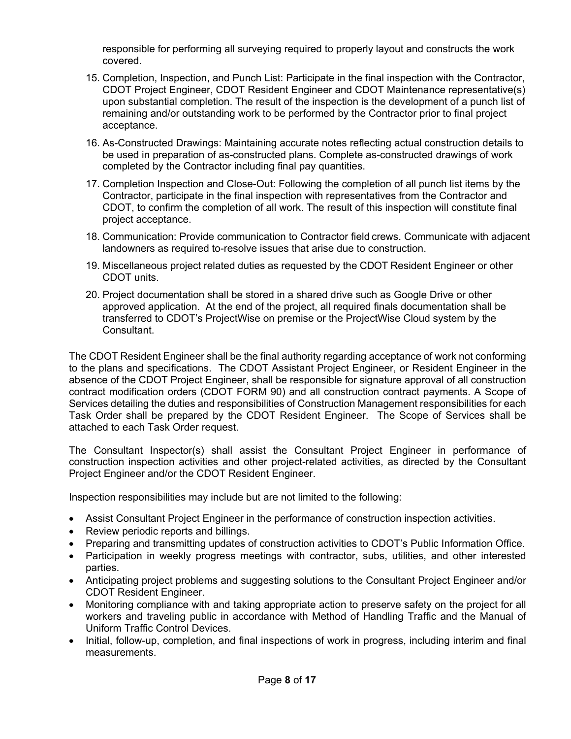responsible for performing all surveying required to properly layout and constructs the work covered.

15. Completion, Inspection, and Punch List: Participate in the final inspection with the Contractor, CDOT Project Engineer, CDOT Resident Engineer and CDOT Maintenance representative(s) upon substantial completion. The result of the inspection is the development of a punch list of remaining and/or outstanding work to be performed by the Contractor prior to final project acceptance.
16. As-Constructed Drawings: Maintaining accurate notes reflecting actual construction details to be used in preparation of as-constructed plans. Complete as-constructed drawings of work completed by the Contractor including final pay quantities.
17. Completion Inspection and Close-Out: Following the completion of all punch list items by the Contractor, participate in the final inspection with representatives from the Contractor and CDOT, to confirm the completion of all work. The result of this inspection will constitute final project acceptance.
18. Communication: Provide communication to Contractor field crews. Communicate with adjacent landowners as required to-resolve issues that arise due to construction.
19. Miscellaneous project related duties as requested by the CDOT Resident Engineer or other CDOT units.
20. Project documentation shall be stored in a shared drive such as Google Drive or other approved application. At the end of the project, all required finals documentation shall be transferred to CDOT's ProjectWise on premise or the ProjectWise Cloud system by the Consultant.

The CDOT Resident Engineer shall be the final authority regarding acceptance of work not conforming to the plans and specifications. The CDOT Assistant Project Engineer, or Resident Engineer in the absence of the CDOT Project Engineer, shall be responsible for signature approval of all construction contract modification orders (CDOT FORM 90) and all construction contract payments. A Scope of Services detailing the duties and responsibilities of Construction Management responsibilities for each Task Order shall be prepared by the CDOT Resident Engineer. The Scope of Services shall be attached to each Task Order request.

The Consultant Inspector(s) shall assist the Consultant Project Engineer in performance of construction inspection activities and other project-related activities, as directed by the Consultant Project Engineer and/or the CDOT Resident Engineer.

Inspection responsibilities may include but are not limited to the following:

- Assist Consultant Project Engineer in the performance of construction inspection activities.
- Review periodic reports and billings.
- Preparing and transmitting updates of construction activities to CDOT's Public Information Office.
- Participation in weekly progress meetings with contractor, subs, utilities, and other interested parties.
- Anticipating project problems and suggesting solutions to the Consultant Project Engineer and/or CDOT Resident Engineer.
- Monitoring compliance with and taking appropriate action to preserve safety on the project for all workers and traveling public in accordance with Method of Handling Traffic and the Manual of Uniform Traffic Control Devices.
- Initial, follow-up, completion, and final inspections of work in progress, including interim and final measurements.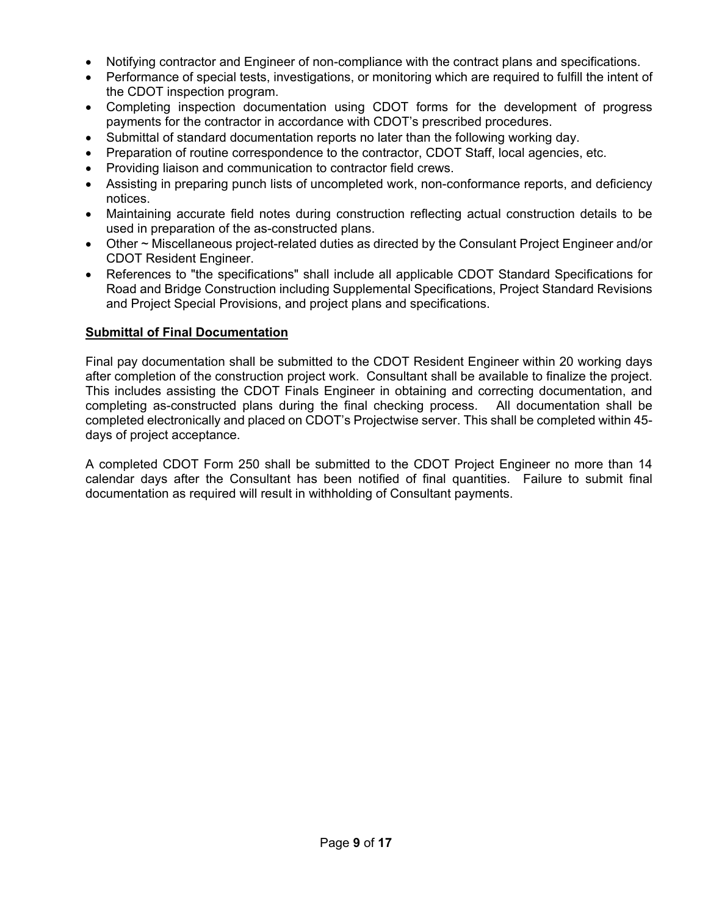- Notifying contractor and Engineer of non-compliance with the contract plans and specifications.
- Performance of special tests, investigations, or monitoring which are required to fulfill the intent of the CDOT inspection program.
- Completing inspection documentation using CDOT forms for the development of progress payments for the contractor in accordance with CDOT's prescribed procedures.
- Submittal of standard documentation reports no later than the following working day.
- Preparation of routine correspondence to the contractor, CDOT Staff, local agencies, etc.
- Providing liaison and communication to contractor field crews.
- Assisting in preparing punch lists of uncompleted work, non-conformance reports, and deficiency notices.
- Maintaining accurate field notes during construction reflecting actual construction details to be used in preparation of the as-constructed plans.
- Other ~ Miscellaneous project-related duties as directed by the Consulant Project Engineer and/or CDOT Resident Engineer.
- References to "the specifications" shall include all applicable CDOT Standard Specifications for Road and Bridge Construction including Supplemental Specifications, Project Standard Revisions and Project Special Provisions, and project plans and specifications.

**Submittal of Final Documentation**

Final pay documentation shall be submitted to the CDOT Resident Engineer within 20 working days after completion of the construction project work. Consultant shall be available to finalize the project. This includes assisting the CDOT Finals Engineer in obtaining and correcting documentation, and completing as-constructed plans during the final checking process. All documentation shall be completed electronically and placed on CDOT's Projectwise server. This shall be completed within 45-days of project acceptance.

A completed CDOT Form 250 shall be submitted to the CDOT Project Engineer no more than 14 calendar days after the Consultant has been notified of final quantities. Failure to submit final documentation as required will result in withholding of Consultant payments.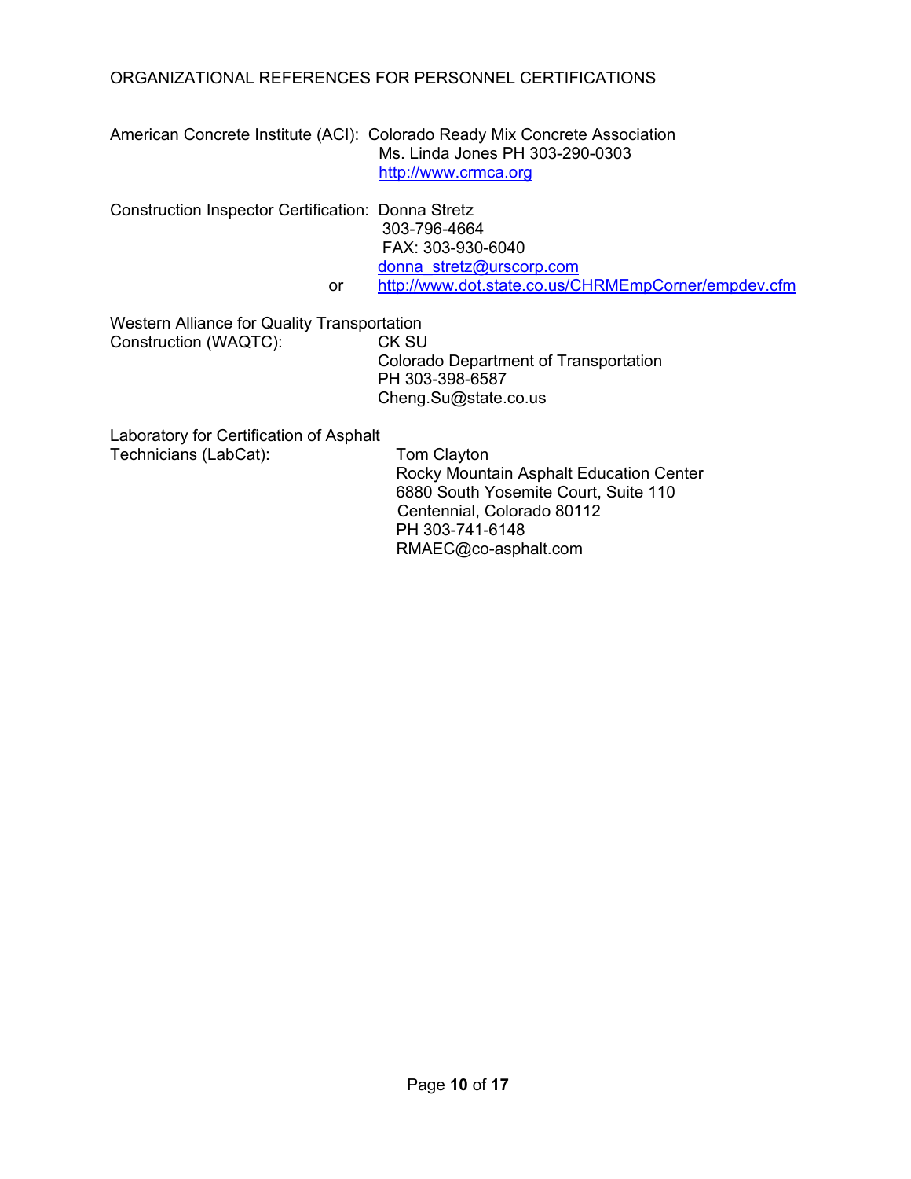ORGANIZATIONAL REFERENCES FOR PERSONNEL CERTIFICATIONS

American Concrete Institute (ACI): Colorado Ready Mix Concrete Association
Ms. Linda Jones PH 303-290-0303
http://www.crmca.org

Construction Inspector Certification: Donna Stretz
303-796-4664
FAX: 303-930-6040
donna_stretz@urscorp.com
or http://www.dot.state.co.us/CHRMEmpCorner/empdev.cfm

Western Alliance for Quality Transportation Construction (WAQTC): CK SU
Colorado Department of Transportation
PH 303-398-6587
Cheng.Su@state.co.us

Laboratory for Certification of Asphalt Technicians (LabCat): Tom Clayton
Rocky Mountain Asphalt Education Center
6880 South Yosemite Court, Suite 110
Centennial, Colorado 80112
PH 303-741-6148
RMAEC@co-asphalt.com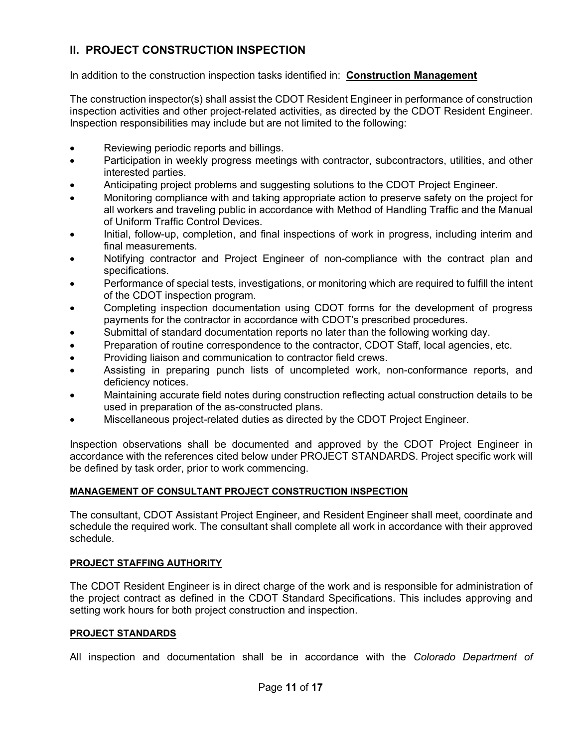## II. PROJECT CONSTRUCTION INSPECTION

In addition to the construction inspection tasks identified in: **Construction Management**

The construction inspector(s) shall assist the CDOT Resident Engineer in performance of construction inspection activities and other project-related activities, as directed by the CDOT Resident Engineer. Inspection responsibilities may include but are not limited to the following:

- Reviewing periodic reports and billings.
- Participation in weekly progress meetings with contractor, subcontractors, utilities, and other interested parties.
- Anticipating project problems and suggesting solutions to the CDOT Project Engineer.
- Monitoring compliance with and taking appropriate action to preserve safety on the project for all workers and traveling public in accordance with Method of Handling Traffic and the Manual of Uniform Traffic Control Devices.
- Initial, follow-up, completion, and final inspections of work in progress, including interim and final measurements.
- Notifying contractor and Project Engineer of non-compliance with the contract plan and specifications.
- Performance of special tests, investigations, or monitoring which are required to fulfill the intent of the CDOT inspection program.
- Completing inspection documentation using CDOT forms for the development of progress payments for the contractor in accordance with CDOT's prescribed procedures.
- Submittal of standard documentation reports no later than the following working day.
- Preparation of routine correspondence to the contractor, CDOT Staff, local agencies, etc.
- Providing liaison and communication to contractor field crews.
- Assisting in preparing punch lists of uncompleted work, non-conformance reports, and deficiency notices.
- Maintaining accurate field notes during construction reflecting actual construction details to be used in preparation of the as-constructed plans.
- Miscellaneous project-related duties as directed by the CDOT Project Engineer.

Inspection observations shall be documented and approved by the CDOT Project Engineer in accordance with the references cited below under PROJECT STANDARDS. Project specific work will be defined by task order, prior to work commencing.

#### MANAGEMENT OF CONSULTANT PROJECT CONSTRUCTION INSPECTION

The consultant, CDOT Assistant Project Engineer, and Resident Engineer shall meet, coordinate and schedule the required work. The consultant shall complete all work in accordance with their approved schedule.

#### PROJECT STAFFING AUTHORITY

The CDOT Resident Engineer is in direct charge of the work and is responsible for administration of the project contract as defined in the CDOT Standard Specifications. This includes approving and setting work hours for both project construction and inspection.

#### PROJECT STANDARDS

All inspection and documentation shall be in accordance with the *Colorado Department of*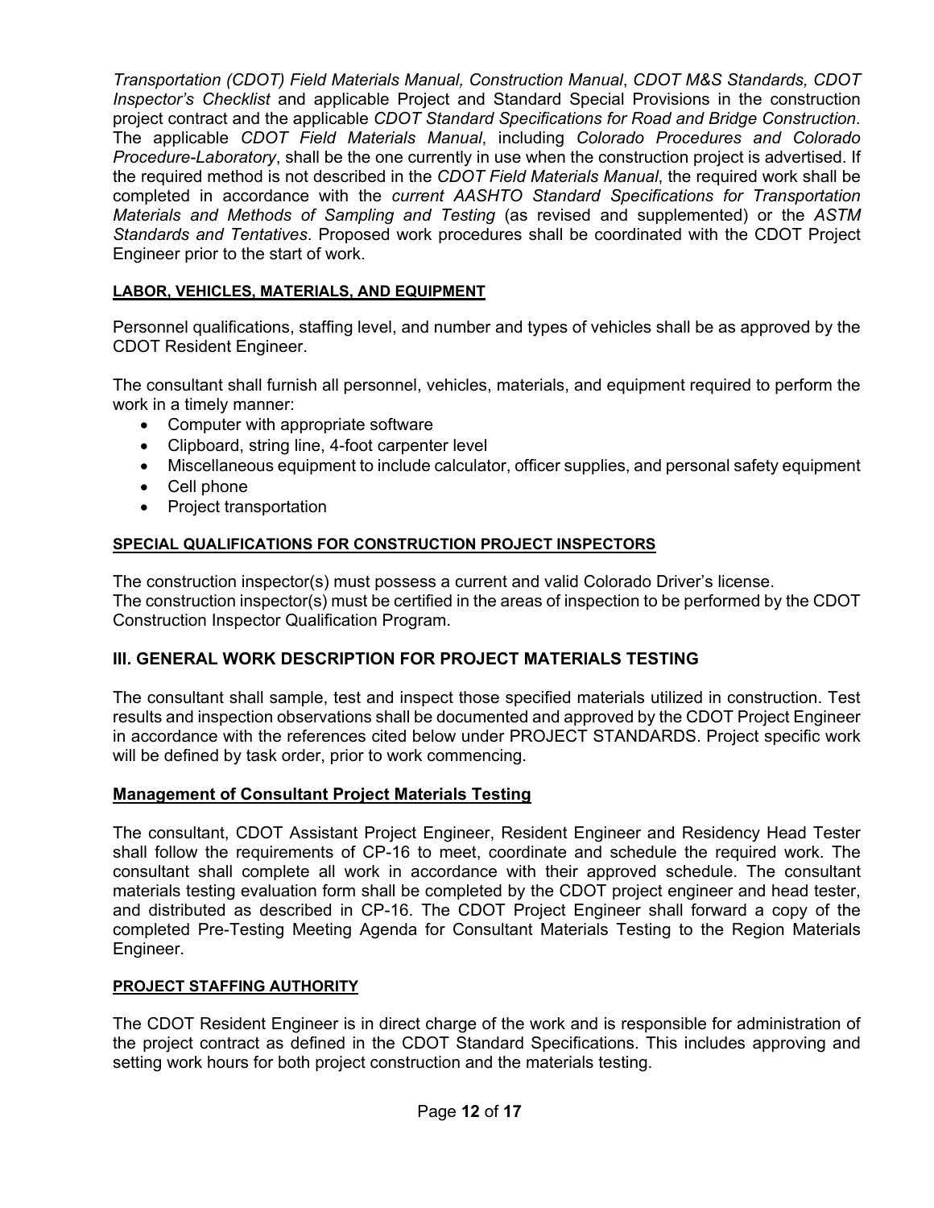*Transportation (CDOT) Field Materials Manual, Construction Manual*, *CDOT M&S Standards, CDOT Inspector's Checklist* and applicable Project and Standard Special Provisions in the construction project contract and the applicable *CDOT Standard Specifications for Road and Bridge Construction*. The applicable *CDOT Field Materials Manual*, including *Colorado Procedures and Colorado Procedure-Laboratory*, shall be the one currently in use when the construction project is advertised. If the required method is not described in the *CDOT Field Materials Manual*, the required work shall be completed in accordance with the *current AASHTO Standard Specifications for Transportation Materials and Methods of Sampling and Testing* (as revised and supplemented) or the *ASTM Standards and Tentatives*. Proposed work procedures shall be coordinated with the CDOT Project Engineer prior to the start of work.

#### LABOR, VEHICLES, MATERIALS, AND EQUIPMENT

Personnel qualifications, staffing level, and number and types of vehicles shall be as approved by the CDOT Resident Engineer.

The consultant shall furnish all personnel, vehicles, materials, and equipment required to perform the work in a timely manner:

- Computer with appropriate software
- Clipboard, string line, 4-foot carpenter level
- Miscellaneous equipment to include calculator, officer supplies, and personal safety equipment
- Cell phone
- Project transportation

#### SPECIAL QUALIFICATIONS FOR CONSTRUCTION PROJECT INSPECTORS

The construction inspector(s) must possess a current and valid Colorado Driver's license.
The construction inspector(s) must be certified in the areas of inspection to be performed by the CDOT Construction Inspector Qualification Program.

## III. GENERAL WORK DESCRIPTION FOR PROJECT MATERIALS TESTING

The consultant shall sample, test and inspect those specified materials utilized in construction. Test results and inspection observations shall be documented and approved by the CDOT Project Engineer in accordance with the references cited below under PROJECT STANDARDS. Project specific work will be defined by task order, prior to work commencing.

### Management of Consultant Project Materials Testing

The consultant, CDOT Assistant Project Engineer, Resident Engineer and Residency Head Tester shall follow the requirements of CP-16 to meet, coordinate and schedule the required work. The consultant shall complete all work in accordance with their approved schedule. The consultant materials testing evaluation form shall be completed by the CDOT project engineer and head tester, and distributed as described in CP-16. The CDOT Project Engineer shall forward a copy of the completed Pre-Testing Meeting Agenda for Consultant Materials Testing to the Region Materials Engineer.

#### PROJECT STAFFING AUTHORITY

The CDOT Resident Engineer is in direct charge of the work and is responsible for administration of the project contract as defined in the CDOT Standard Specifications. This includes approving and setting work hours for both project construction and the materials testing.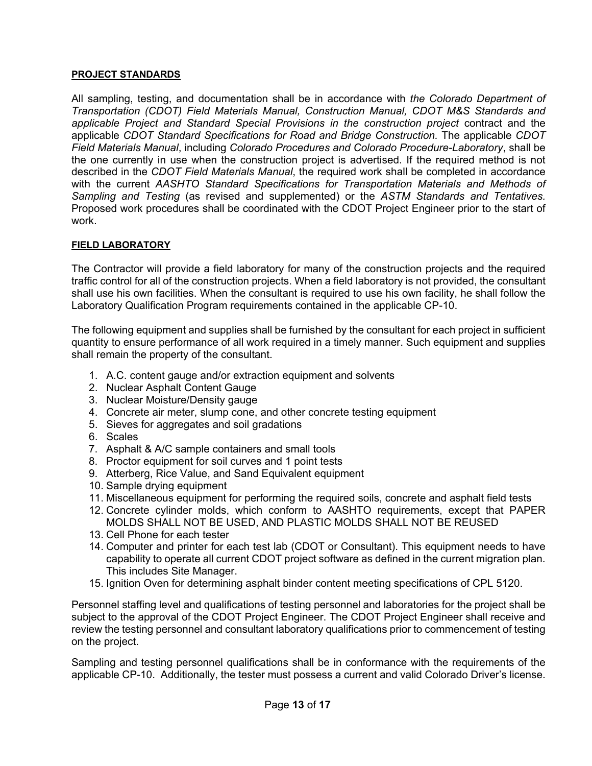**PROJECT STANDARDS**

All sampling, testing, and documentation shall be in accordance with *the Colorado Department of Transportation (CDOT) Field Materials Manual, Construction Manual, CDOT M&S Standards and applicable Project and Standard Special Provisions in the construction project* contract and the applicable *CDOT Standard Specifications for Road and Bridge Construction.* The applicable *CDOT Field Materials Manual*, including *Colorado Procedures and Colorado Procedure-Laboratory*, shall be the one currently in use when the construction project is advertised. If the required method is not described in the *CDOT Field Materials Manual*, the required work shall be completed in accordance with the current *AASHTO Standard Specifications for Transportation Materials and Methods of Sampling and Testing* (as revised and supplemented) or the *ASTM Standards and Tentatives.* Proposed work procedures shall be coordinated with the CDOT Project Engineer prior to the start of work.

**FIELD LABORATORY**

The Contractor will provide a field laboratory for many of the construction projects and the required traffic control for all of the construction projects. When a field laboratory is not provided, the consultant shall use his own facilities. When the consultant is required to use his own facility, he shall follow the Laboratory Qualification Program requirements contained in the applicable CP-10.

The following equipment and supplies shall be furnished by the consultant for each project in sufficient quantity to ensure performance of all work required in a timely manner. Such equipment and supplies shall remain the property of the consultant.

1. A.C. content gauge and/or extraction equipment and solvents
2. Nuclear Asphalt Content Gauge
3. Nuclear Moisture/Density gauge
4. Concrete air meter, slump cone, and other concrete testing equipment
5. Sieves for aggregates and soil gradations
6. Scales
7. Asphalt & A/C sample containers and small tools
8. Proctor equipment for soil curves and 1 point tests
9. Atterberg, Rice Value, and Sand Equivalent equipment
10. Sample drying equipment
11. Miscellaneous equipment for performing the required soils, concrete and asphalt field tests
12. Concrete cylinder molds, which conform to AASHTO requirements, except that PAPER MOLDS SHALL NOT BE USED, AND PLASTIC MOLDS SHALL NOT BE REUSED
13. Cell Phone for each tester
14. Computer and printer for each test lab (CDOT or Consultant). This equipment needs to have capability to operate all current CDOT project software as defined in the current migration plan. This includes Site Manager.
15. Ignition Oven for determining asphalt binder content meeting specifications of CPL 5120.

Personnel staffing level and qualifications of testing personnel and laboratories for the project shall be subject to the approval of the CDOT Project Engineer. The CDOT Project Engineer shall receive and review the testing personnel and consultant laboratory qualifications prior to commencement of testing on the project.

Sampling and testing personnel qualifications shall be in conformance with the requirements of the applicable CP-10. Additionally, the tester must possess a current and valid Colorado Driver's license.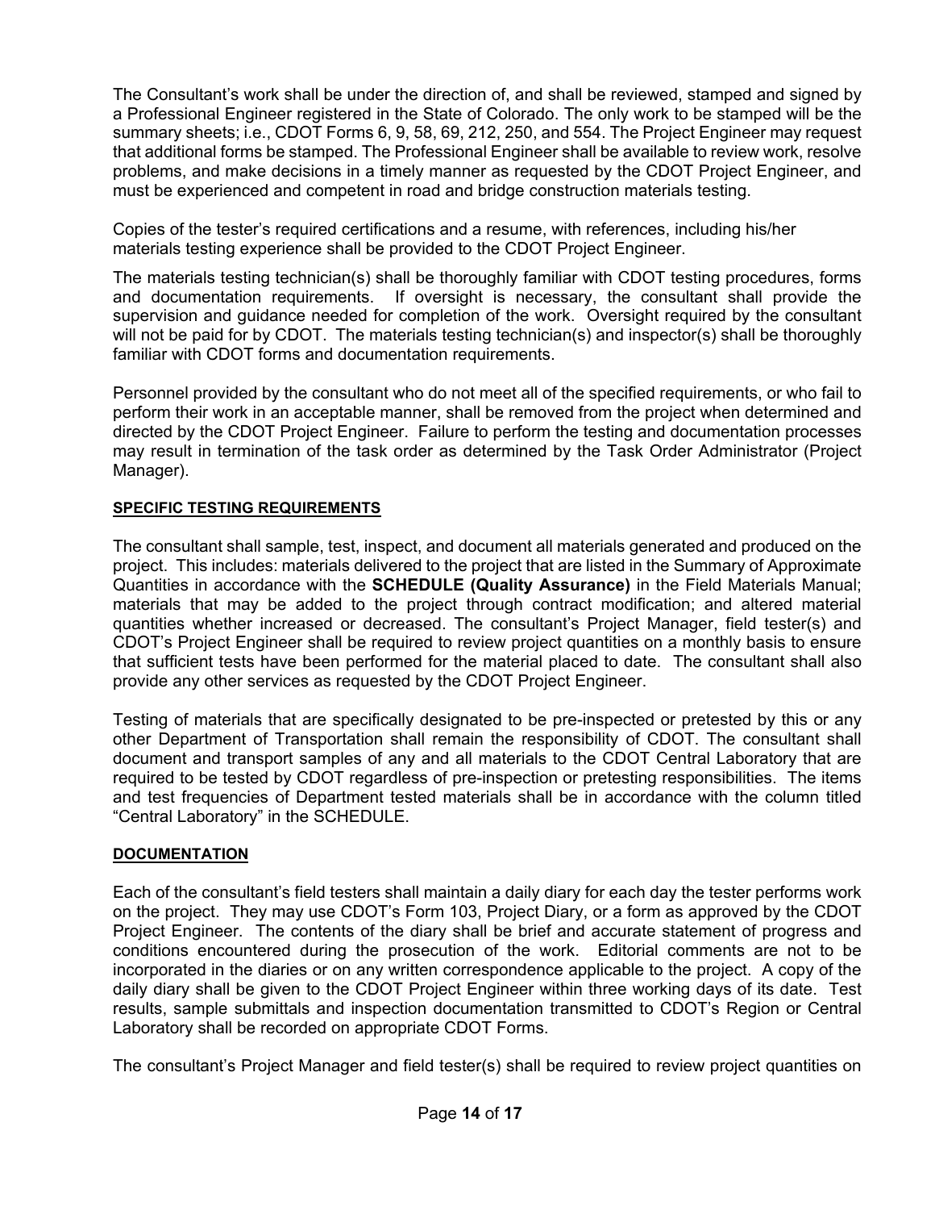The Consultant's work shall be under the direction of, and shall be reviewed, stamped and signed by a Professional Engineer registered in the State of Colorado. The only work to be stamped will be the summary sheets; i.e., CDOT Forms 6, 9, 58, 69, 212, 250, and 554. The Project Engineer may request that additional forms be stamped. The Professional Engineer shall be available to review work, resolve problems, and make decisions in a timely manner as requested by the CDOT Project Engineer, and must be experienced and competent in road and bridge construction materials testing.

Copies of the tester's required certifications and a resume, with references, including his/her materials testing experience shall be provided to the CDOT Project Engineer.

The materials testing technician(s) shall be thoroughly familiar with CDOT testing procedures, forms and documentation requirements. If oversight is necessary, the consultant shall provide the supervision and guidance needed for completion of the work. Oversight required by the consultant will not be paid for by CDOT. The materials testing technician(s) and inspector(s) shall be thoroughly familiar with CDOT forms and documentation requirements.

Personnel provided by the consultant who do not meet all of the specified requirements, or who fail to perform their work in an acceptable manner, shall be removed from the project when determined and directed by the CDOT Project Engineer. Failure to perform the testing and documentation processes may result in termination of the task order as determined by the Task Order Administrator (Project Manager).

**SPECIFIC TESTING REQUIREMENTS**

The consultant shall sample, test, inspect, and document all materials generated and produced on the project. This includes: materials delivered to the project that are listed in the Summary of Approximate Quantities in accordance with the **SCHEDULE (Quality Assurance)** in the Field Materials Manual; materials that may be added to the project through contract modification; and altered material quantities whether increased or decreased. The consultant's Project Manager, field tester(s) and CDOT's Project Engineer shall be required to review project quantities on a monthly basis to ensure that sufficient tests have been performed for the material placed to date. The consultant shall also provide any other services as requested by the CDOT Project Engineer.

Testing of materials that are specifically designated to be pre-inspected or pretested by this or any other Department of Transportation shall remain the responsibility of CDOT. The consultant shall document and transport samples of any and all materials to the CDOT Central Laboratory that are required to be tested by CDOT regardless of pre-inspection or pretesting responsibilities. The items and test frequencies of Department tested materials shall be in accordance with the column titled "Central Laboratory" in the SCHEDULE.

**DOCUMENTATION**

Each of the consultant's field testers shall maintain a daily diary for each day the tester performs work on the project. They may use CDOT's Form 103, Project Diary, or a form as approved by the CDOT Project Engineer. The contents of the diary shall be brief and accurate statement of progress and conditions encountered during the prosecution of the work. Editorial comments are not to be incorporated in the diaries or on any written correspondence applicable to the project. A copy of the daily diary shall be given to the CDOT Project Engineer within three working days of its date. Test results, sample submittals and inspection documentation transmitted to CDOT's Region or Central Laboratory shall be recorded on appropriate CDOT Forms.

The consultant's Project Manager and field tester(s) shall be required to review project quantities on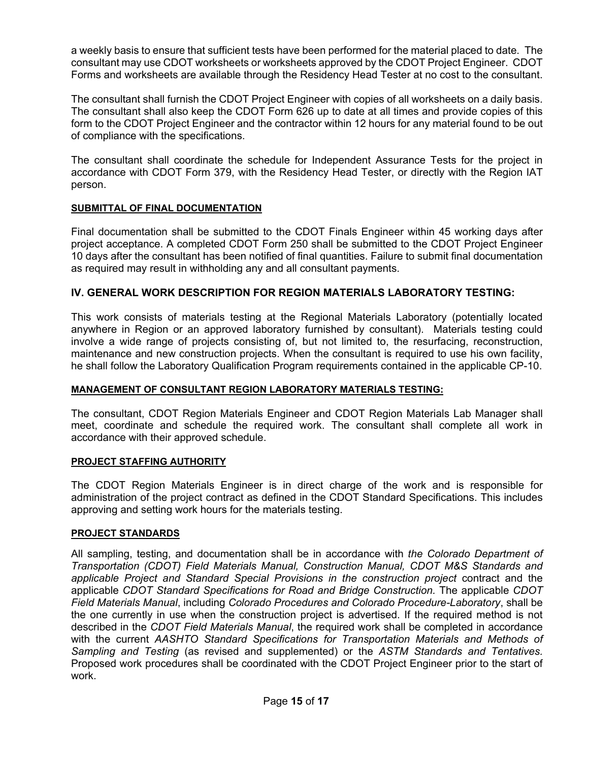a weekly basis to ensure that sufficient tests have been performed for the material placed to date. The consultant may use CDOT worksheets or worksheets approved by the CDOT Project Engineer. CDOT Forms and worksheets are available through the Residency Head Tester at no cost to the consultant.

The consultant shall furnish the CDOT Project Engineer with copies of all worksheets on a daily basis. The consultant shall also keep the CDOT Form 626 up to date at all times and provide copies of this form to the CDOT Project Engineer and the contractor within 12 hours for any material found to be out of compliance with the specifications.

The consultant shall coordinate the schedule for Independent Assurance Tests for the project in accordance with CDOT Form 379, with the Residency Head Tester, or directly with the Region IAT person.

**SUBMITTAL OF FINAL DOCUMENTATION**

Final documentation shall be submitted to the CDOT Finals Engineer within 45 working days after project acceptance. A completed CDOT Form 250 shall be submitted to the CDOT Project Engineer 10 days after the consultant has been notified of final quantities. Failure to submit final documentation as required may result in withholding any and all consultant payments.

## IV. GENERAL WORK DESCRIPTION FOR REGION MATERIALS LABORATORY TESTING:

This work consists of materials testing at the Regional Materials Laboratory (potentially located anywhere in Region or an approved laboratory furnished by consultant). Materials testing could involve a wide range of projects consisting of, but not limited to, the resurfacing, reconstruction, maintenance and new construction projects. When the consultant is required to use his own facility, he shall follow the Laboratory Qualification Program requirements contained in the applicable CP-10.

**MANAGEMENT OF CONSULTANT REGION LABORATORY MATERIALS TESTING:**

The consultant, CDOT Region Materials Engineer and CDOT Region Materials Lab Manager shall meet, coordinate and schedule the required work. The consultant shall complete all work in accordance with their approved schedule.

**PROJECT STAFFING AUTHORITY**

The CDOT Region Materials Engineer is in direct charge of the work and is responsible for administration of the project contract as defined in the CDOT Standard Specifications. This includes approving and setting work hours for the materials testing.

**PROJECT STANDARDS**

All sampling, testing, and documentation shall be in accordance with *the Colorado Department of Transportation (CDOT) Field Materials Manual, Construction Manual, CDOT M&S Standards and applicable Project and Standard Special Provisions in the construction project* contract and the applicable *CDOT Standard Specifications for Road and Bridge Construction.* The applicable *CDOT Field Materials Manual*, including *Colorado Procedures and Colorado Procedure-Laboratory*, shall be the one currently in use when the construction project is advertised. If the required method is not described in the *CDOT Field Materials Manual*, the required work shall be completed in accordance with the current *AASHTO Standard Specifications for Transportation Materials and Methods of Sampling and Testing* (as revised and supplemented) or the *ASTM Standards and Tentatives.* Proposed work procedures shall be coordinated with the CDOT Project Engineer prior to the start of work.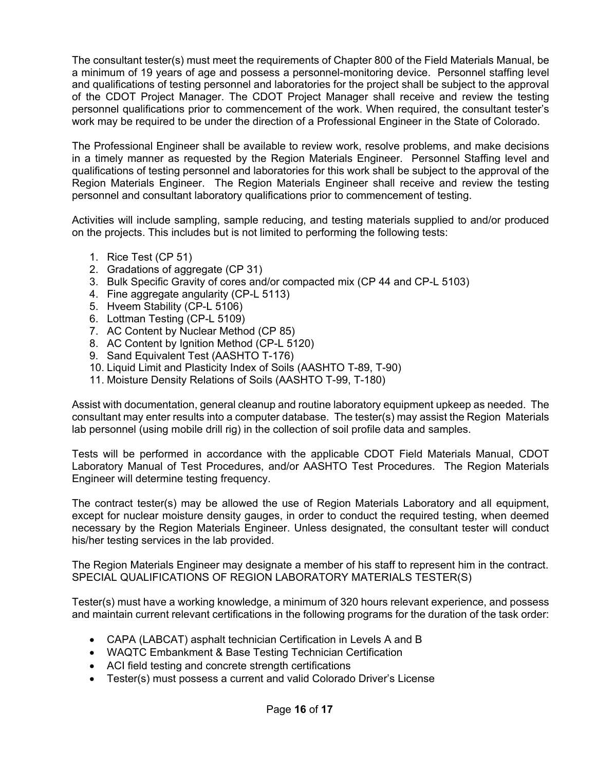The consultant tester(s) must meet the requirements of Chapter 800 of the Field Materials Manual, be a minimum of 19 years of age and possess a personnel-monitoring device. Personnel staffing level and qualifications of testing personnel and laboratories for the project shall be subject to the approval of the CDOT Project Manager. The CDOT Project Manager shall receive and review the testing personnel qualifications prior to commencement of the work. When required, the consultant tester's work may be required to be under the direction of a Professional Engineer in the State of Colorado.

The Professional Engineer shall be available to review work, resolve problems, and make decisions in a timely manner as requested by the Region Materials Engineer. Personnel Staffing level and qualifications of testing personnel and laboratories for this work shall be subject to the approval of the Region Materials Engineer. The Region Materials Engineer shall receive and review the testing personnel and consultant laboratory qualifications prior to commencement of testing.

Activities will include sampling, sample reducing, and testing materials supplied to and/or produced on the projects. This includes but is not limited to performing the following tests:

1. Rice Test (CP 51)
2. Gradations of aggregate (CP 31)
3. Bulk Specific Gravity of cores and/or compacted mix (CP 44 and CP-L 5103)
4. Fine aggregate angularity (CP-L 5113)
5. Hveem Stability (CP-L 5106)
6. Lottman Testing (CP-L 5109)
7. AC Content by Nuclear Method (CP 85)
8. AC Content by Ignition Method (CP-L 5120)
9. Sand Equivalent Test (AASHTO T-176)
10. Liquid Limit and Plasticity Index of Soils (AASHTO T-89, T-90)
11. Moisture Density Relations of Soils (AASHTO T-99, T-180)

Assist with documentation, general cleanup and routine laboratory equipment upkeep as needed. The consultant may enter results into a computer database. The tester(s) may assist the Region Materials lab personnel (using mobile drill rig) in the collection of soil profile data and samples.

Tests will be performed in accordance with the applicable CDOT Field Materials Manual, CDOT Laboratory Manual of Test Procedures, and/or AASHTO Test Procedures. The Region Materials Engineer will determine testing frequency.

The contract tester(s) may be allowed the use of Region Materials Laboratory and all equipment, except for nuclear moisture density gauges, in order to conduct the required testing, when deemed necessary by the Region Materials Engineer. Unless designated, the consultant tester will conduct his/her testing services in the lab provided.

The Region Materials Engineer may designate a member of his staff to represent him in the contract.

SPECIAL QUALIFICATIONS OF REGION LABORATORY MATERIALS TESTER(S)

Tester(s) must have a working knowledge, a minimum of 320 hours relevant experience, and possess and maintain current relevant certifications in the following programs for the duration of the task order:

- CAPA (LABCAT) asphalt technician Certification in Levels A and B
- WAQTC Embankment & Base Testing Technician Certification
- ACI field testing and concrete strength certifications
- Tester(s) must possess a current and valid Colorado Driver's License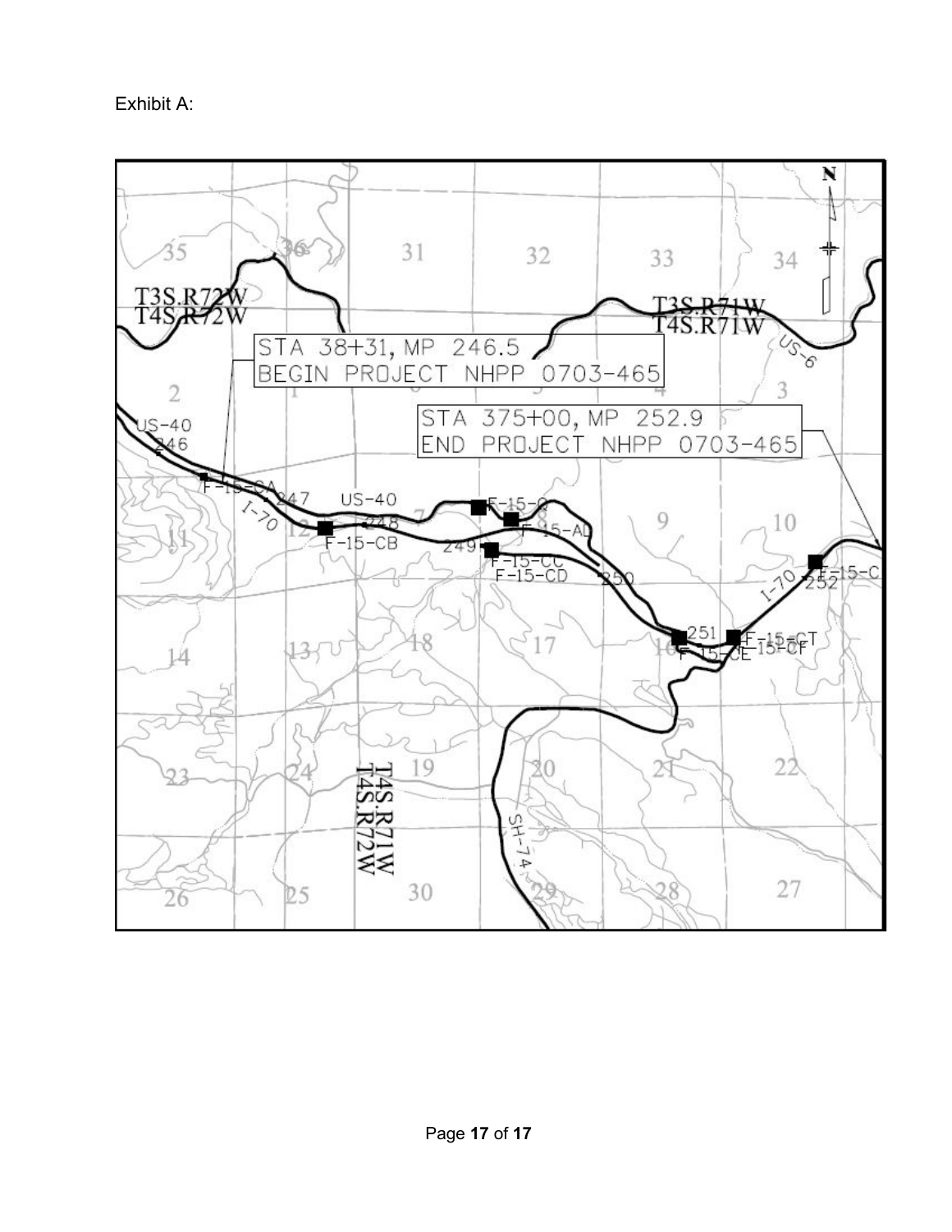Exhibit A:

STA 38+31, MP 246.5
BEGIN PROJECT NHPP 0703-465

STA 375+00, MP 252.9
END PROJECT NHPP 0703-465

T3S.R72W
T4S.R72W

T3S.R71W
T4S.R71W

T4S.R71W
T4S.R72W

US-40
US-6
I-70
SH-74

246
247
248
249
250
251
252

F-15-CA
F-15-CB
F-15-Q
F-15-AL
F-15-CC
F-15-CD
F-15-CE
F-15-CT
F-15-CF
F-15-C

35
36
31
32
33
34
2
1
3
9
10
11
12
7
8
14
13
18
17
16
23
24
19
20
21
22
26
25
30
29
28
27

N